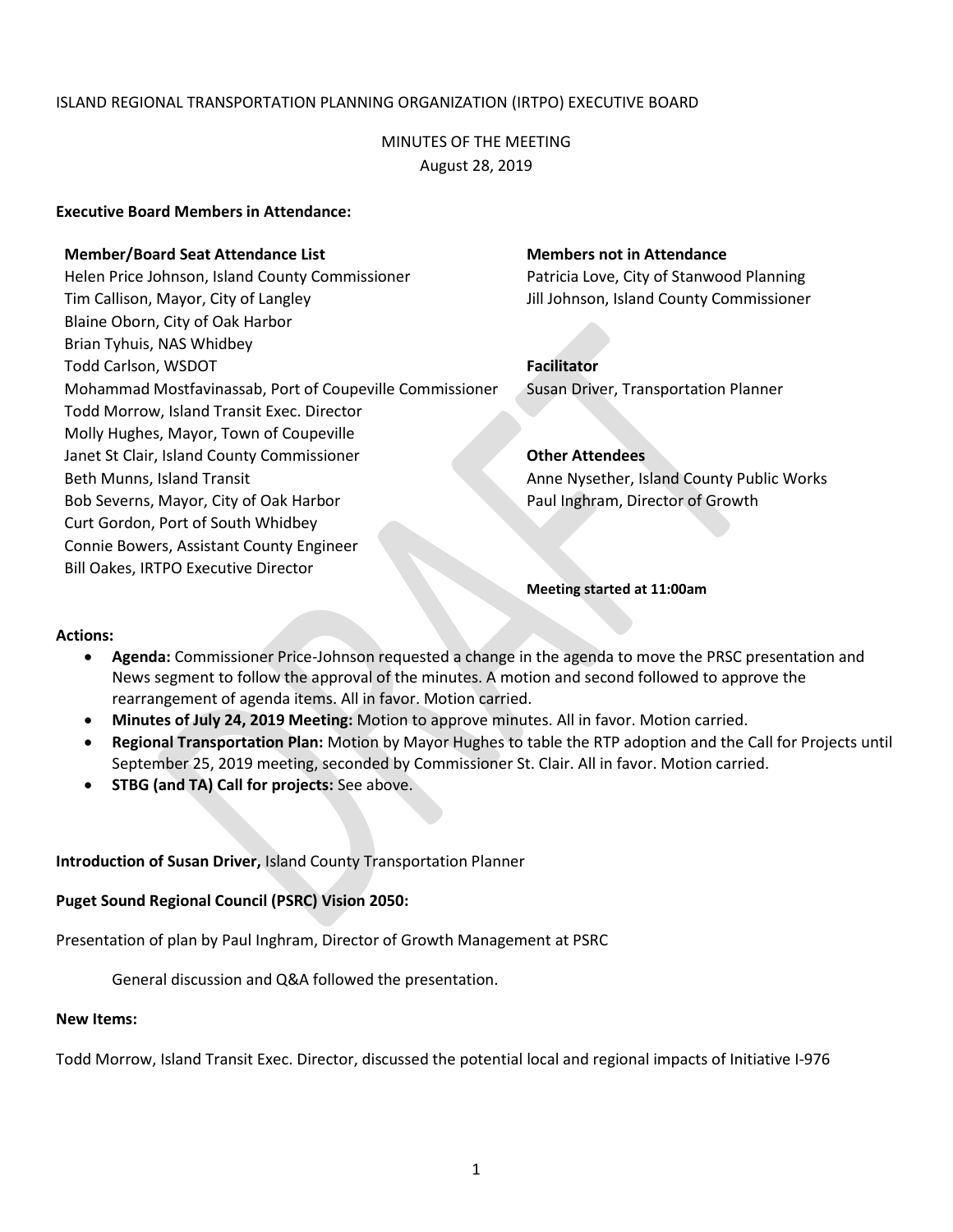ISLAND REGIONAL TRANSPORTATION PLANNING ORGANIZATION (IRTPO) EXECUTIVE BOARD

MINUTES OF THE MEETING
August 28, 2019

**Executive Board Members in Attendance:**

**Member/Board Seat Attendance List**
Helen Price Johnson, Island County Commissioner
Tim Callison, Mayor, City of Langley
Blaine Oborn, City of Oak Harbor
Brian Tyhuis, NAS Whidbey
Todd Carlson, WSDOT
Mohammad Mostfavinassab, Port of Coupeville Commissioner
Todd Morrow, Island Transit Exec. Director
Molly Hughes, Mayor, Town of Coupeville
Janet St Clair, Island County Commissioner
Beth Munns, Island Transit
Bob Severns, Mayor, City of Oak Harbor
Curt Gordon, Port of South Whidbey
Connie Bowers, Assistant County Engineer
Bill Oakes, IRTPO Executive Director

**Members not in Attendance**
Patricia Love, City of Stanwood Planning
Jill Johnson, Island County Commissioner

**Facilitator**
Susan Driver, Transportation Planner

**Other Attendees**
Anne Nysether, Island County Public Works
Paul Inghram, Director of Growth

**Meeting started at 11:00am**

**Actions:**

- **Agenda:** Commissioner Price-Johnson requested a change in the agenda to move the PRSC presentation and News segment to follow the approval of the minutes. A motion and second followed to approve the rearrangement of agenda items. All in favor. Motion carried.
- **Minutes of July 24, 2019 Meeting:** Motion to approve minutes. All in favor. Motion carried.
- **Regional Transportation Plan:** Motion by Mayor Hughes to table the RTP adoption and the Call for Projects until September 25, 2019 meeting, seconded by Commissioner St. Clair. All in favor. Motion carried.
- **STBG (and TA) Call for projects:** See above.

**Introduction of Susan Driver,** Island County Transportation Planner

**Puget Sound Regional Council (PSRC) Vision 2050:**

Presentation of plan by Paul Inghram, Director of Growth Management at PSRC

General discussion and Q&A followed the presentation.

**New Items:**

Todd Morrow, Island Transit Exec. Director, discussed the potential local and regional impacts of Initiative I-976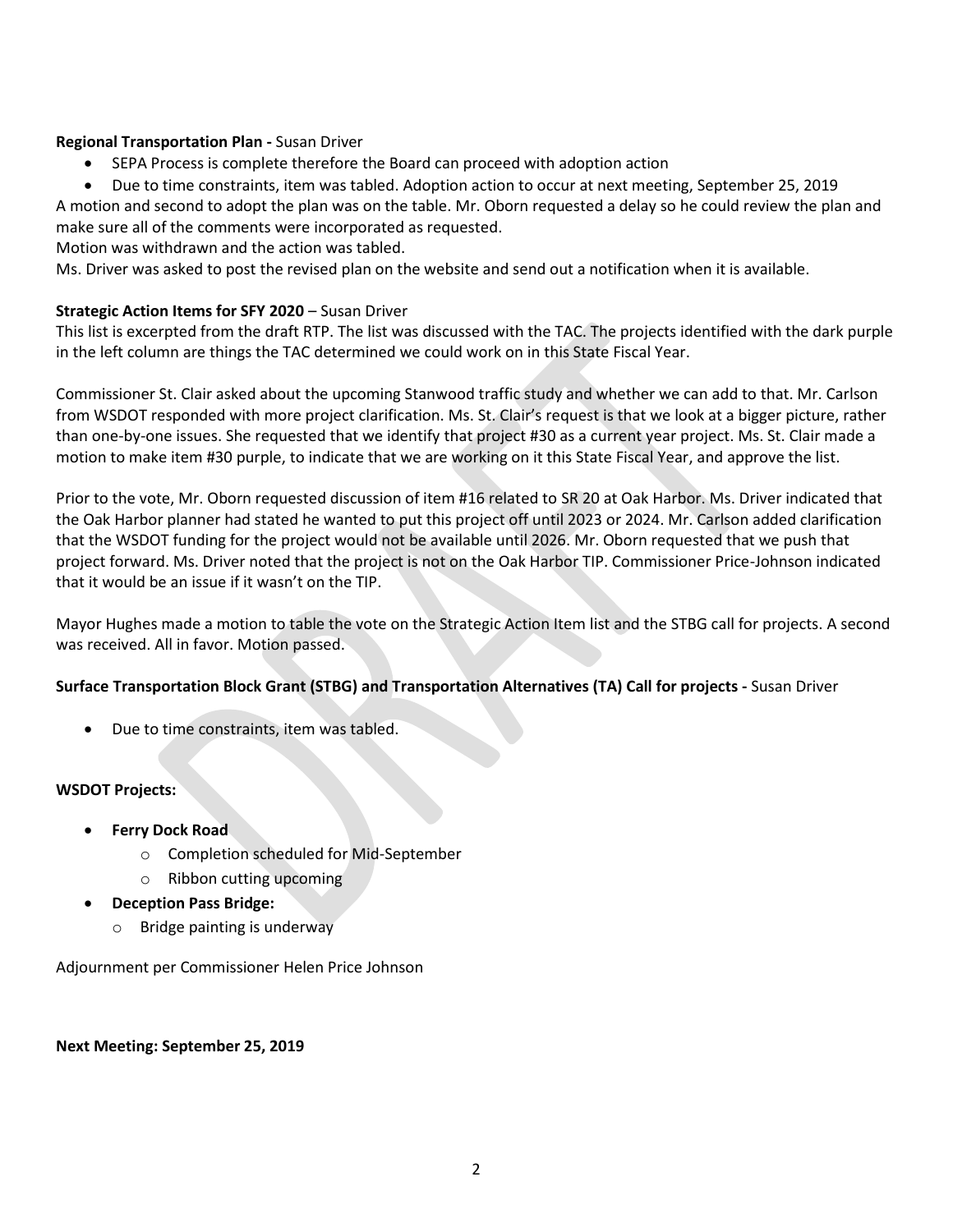**Regional Transportation Plan -** Susan Driver

- SEPA Process is complete therefore the Board can proceed with adoption action
- Due to time constraints, item was tabled. Adoption action to occur at next meeting, September 25, 2019

A motion and second to adopt the plan was on the table. Mr. Oborn requested a delay so he could review the plan and make sure all of the comments were incorporated as requested.

Motion was withdrawn and the action was tabled.

Ms. Driver was asked to post the revised plan on the website and send out a notification when it is available.

**Strategic Action Items for SFY 2020** – Susan Driver

This list is excerpted from the draft RTP. The list was discussed with the TAC. The projects identified with the dark purple in the left column are things the TAC determined we could work on in this State Fiscal Year.

Commissioner St. Clair asked about the upcoming Stanwood traffic study and whether we can add to that. Mr. Carlson from WSDOT responded with more project clarification. Ms. St. Clair's request is that we look at a bigger picture, rather than one-by-one issues. She requested that we identify that project #30 as a current year project. Ms. St. Clair made a motion to make item #30 purple, to indicate that we are working on it this State Fiscal Year, and approve the list.

Prior to the vote, Mr. Oborn requested discussion of item #16 related to SR 20 at Oak Harbor. Ms. Driver indicated that the Oak Harbor planner had stated he wanted to put this project off until 2023 or 2024. Mr. Carlson added clarification that the WSDOT funding for the project would not be available until 2026. Mr. Oborn requested that we push that project forward. Ms. Driver noted that the project is not on the Oak Harbor TIP. Commissioner Price-Johnson indicated that it would be an issue if it wasn't on the TIP.

Mayor Hughes made a motion to table the vote on the Strategic Action Item list and the STBG call for projects. A second was received. All in favor. Motion passed.

**Surface Transportation Block Grant (STBG) and Transportation Alternatives (TA) Call for projects -** Susan Driver

- Due to time constraints, item was tabled.

**WSDOT Projects:**

- **Ferry Dock Road**
  - Completion scheduled for Mid-September
  - Ribbon cutting upcoming
- **Deception Pass Bridge:**
  - Bridge painting is underway

Adjournment per Commissioner Helen Price Johnson

**Next Meeting: September 25, 2019**